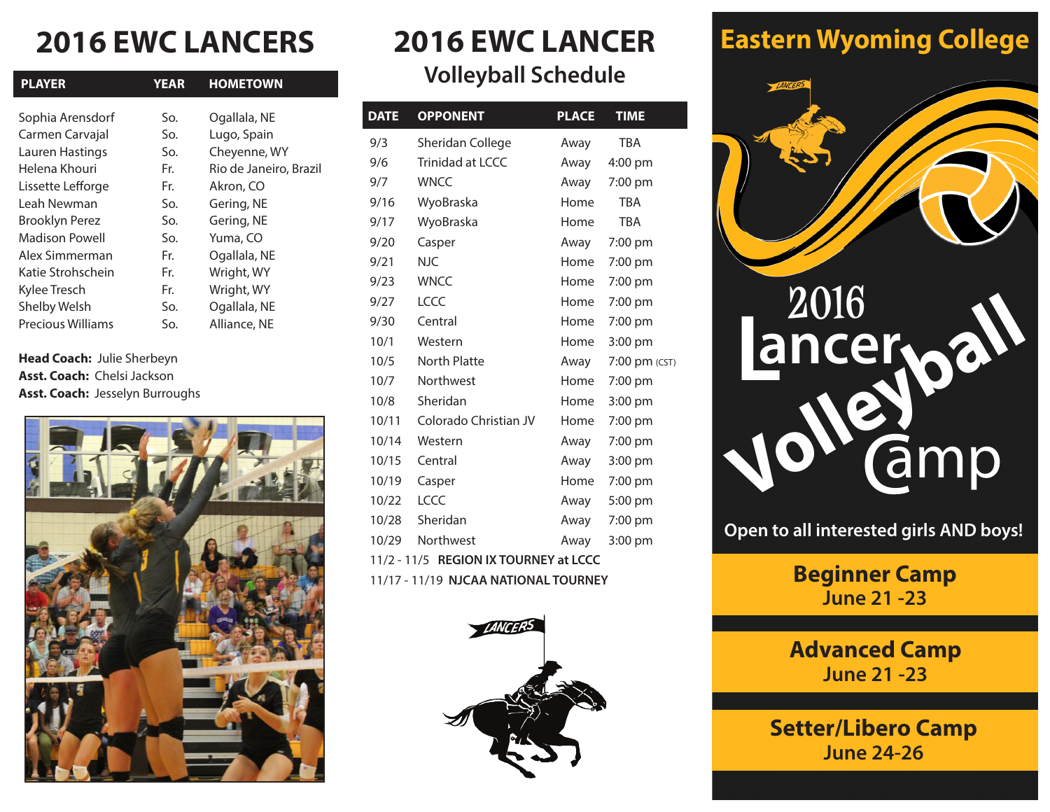# 2016 EWC LANCERS

| PLAYER | YEAR | HOMETOWN |
|---|---|---|
| Sophia Arensdorf | So. | Ogallala, NE |
| Carmen Carvajal | So. | Lugo, Spain |
| Lauren Hastings | So. | Cheyenne, WY |
| Helena Khouri | Fr. | Rio de Janeiro, Brazil |
| Lissette Lefforge | Fr. | Akron, CO |
| Leah Newman | So. | Gering, NE |
| Brooklyn Perez | So. | Gering, NE |
| Madison Powell | So. | Yuma, CO |
| Alex Simmerman | Fr. | Ogallala, NE |
| Katie Strohschein | Fr. | Wright, WY |
| Kylee Tresch | Fr. | Wright, WY |
| Shelby Welsh | So. | Ogallala, NE |
| Precious Williams | So. | Alliance, NE |

**Head Coach:** Julie Sherbeyn
**Asst. Coach:** Chelsi Jackson
**Asst. Coach:** Jesselyn Burroughs

# 2016 EWC LANCER
## Volleyball Schedule

| DATE | OPPONENT | PLACE | TIME |
|---|---|---|---|
| 9/3 | Sheridan College | Away | TBA |
| 9/6 | Trinidad at LCCC | Away | 4:00 pm |
| 9/7 | WNCC | Away | 7:00 pm |
| 9/16 | WyoBraska | Home | TBA |
| 9/17 | WyoBraska | Home | TBA |
| 9/20 | Casper | Away | 7:00 pm |
| 9/21 | NJC | Home | 7:00 pm |
| 9/23 | WNCC | Home | 7:00 pm |
| 9/27 | LCCC | Home | 7:00 pm |
| 9/30 | Central | Home | 7:00 pm |
| 10/1 | Western | Home | 3:00 pm |
| 10/5 | North Platte | Away | 7:00 pm (CST) |
| 10/7 | Northwest | Home | 7:00 pm |
| 10/8 | Sheridan | Home | 3:00 pm |
| 10/11 | Colorado Christian JV | Home | 7:00 pm |
| 10/14 | Western | Away | 7:00 pm |
| 10/15 | Central | Away | 3:00 pm |
| 10/19 | Casper | Home | 7:00 pm |
| 10/22 | LCCC | Away | 5:00 pm |
| 10/28 | Sheridan | Away | 7:00 pm |
| 10/29 | Northwest | Away | 3:00 pm |
| 11/2 - 11/5 | **REGION IX TOURNEY at LCCC** | | |
| 11/17 - 11/19 | **NJCAA NATIONAL TOURNEY** | | |

# Eastern Wyoming College

## 2016 Lancer Volleyball Camp

**Open to all interested girls AND boys!**

**Beginner Camp**
**June 21 -23**

**Advanced Camp**
**June 21 -23**

**Setter/Libero Camp**
**June 24-26**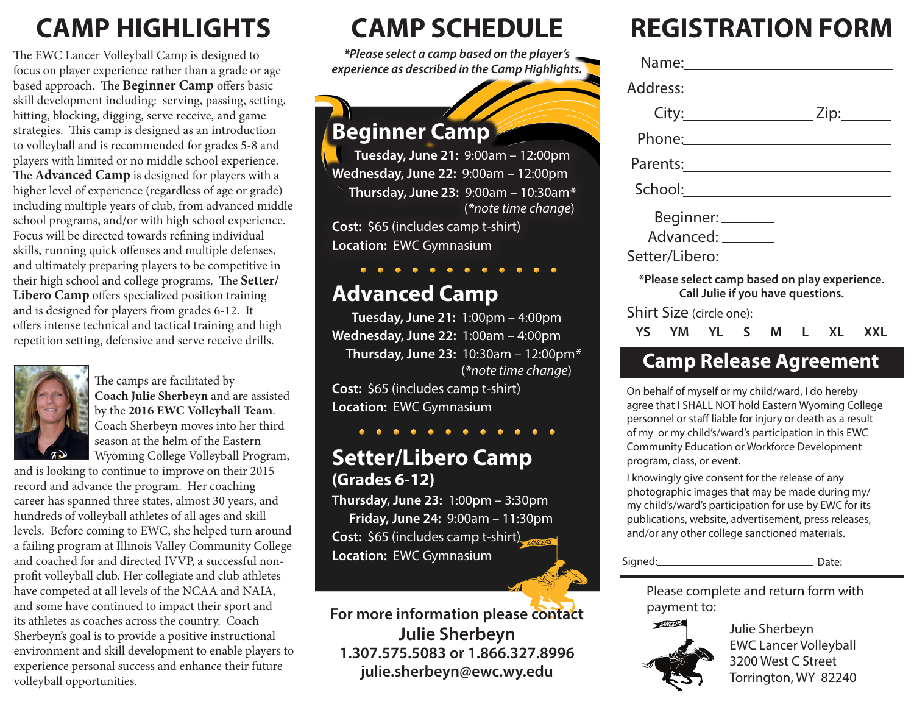# CAMP HIGHLIGHTS

The EWC Lancer Volleyball Camp is designed to focus on player experience rather than a grade or age based approach. The **Beginner Camp** offers basic skill development including: serving, passing, setting, hitting, blocking, digging, serve receive, and game strategies. This camp is designed as an introduction to volleyball and is recommended for grades 5-8 and players with limited or no middle school experience. The **Advanced Camp** is designed for players with a higher level of experience (regardless of age or grade) including multiple years of club, from advanced middle school programs, and/or with high school experience. Focus will be directed towards refining individual skills, running quick offenses and multiple defenses, and ultimately preparing players to be competitive in their high school and college programs. The **Setter/Libero Camp** offers specialized position training and is designed for players from grades 6-12. It offers intense technical and tactical training and high repetition setting, defensive and serve receive drills.

The camps are facilitated by **Coach Julie Sherbeyn** and are assisted by the **2016 EWC Volleyball Team**. Coach Sherbeyn moves into her third season at the helm of the Eastern Wyoming College Volleyball Program, and is looking to continue to improve on their 2015 record and advance the program. Her coaching career has spanned three states, almost 30 years, and hundreds of volleyball athletes of all ages and skill levels. Before coming to EWC, she helped turn around a failing program at Illinois Valley Community College and coached for and directed IVVP, a successful non-profit volleyball club. Her collegiate and club athletes have competed at all levels of the NCAA and NAIA, and some have continued to impact their sport and its athletes as coaches across the country. Coach Sherbeyn's goal is to provide a positive instructional environment and skill development to enable players to experience personal success and enhance their future volleyball opportunities.

# CAMP SCHEDULE

***Please select a camp based on the player's experience as described in the Camp Highlights.***

## Beginner Camp

**Tuesday, June 21:** 9:00am – 12:00pm
**Wednesday, June 22:** 9:00am – 12:00pm
**Thursday, June 23:** 9:00am – 10:30am*
(*note time change*)

**Cost:** $65 (includes camp t-shirt)
**Location:** EWC Gymnasium

## Advanced Camp

**Tuesday, June 21:** 1:00pm – 4:00pm
**Wednesday, June 22:** 1:00am – 4:00pm
**Thursday, June 23:** 10:30am – 12:00pm*
(*note time change*)

**Cost:** $65 (includes camp t-shirt)
**Location:** EWC Gymnasium

## Setter/Libero Camp
**(Grades 6-12)**

**Thursday, June 23:** 1:00pm – 3:30pm
**Friday, June 24:** 9:00am – 11:30pm

**Cost:** $65 (includes camp t-shirt)
**Location:** EWC Gymnasium

**For more information please contact**
**Julie Sherbeyn**
**1.307.575.5083 or 1.866.327.8996**
**julie.sherbeyn@ewc.wy.edu**

# REGISTRATION FORM

Name: ____________________

Address: ____________________

City: ____________ Zip: ________

Phone: ____________________

Parents: ____________________

School: ____________________

Beginner: ________
Advanced: ________
Setter/Libero: ________

**\*Please select camp based on play experience. Call Julie if you have questions.**

Shirt Size (circle one):

**YS YM YL S M L XL XXL**

## Camp Release Agreement

On behalf of myself or my child/ward, I do hereby agree that I SHALL NOT hold Eastern Wyoming College personnel or staff liable for injury or death as a result of my or my child's/ward's participation in this EWC Community Education or Workforce Development program, class, or event.

I knowingly give consent for the release of any photographic images that may be made during my/my child's/ward's participation for use by EWC for its publications, website, advertisement, press releases, and/or any other college sanctioned materials.

Signed: ____________________ Date: __________

Please complete and return form with payment to:

Julie Sherbeyn
EWC Lancer Volleyball
3200 West C Street
Torrington, WY 82240